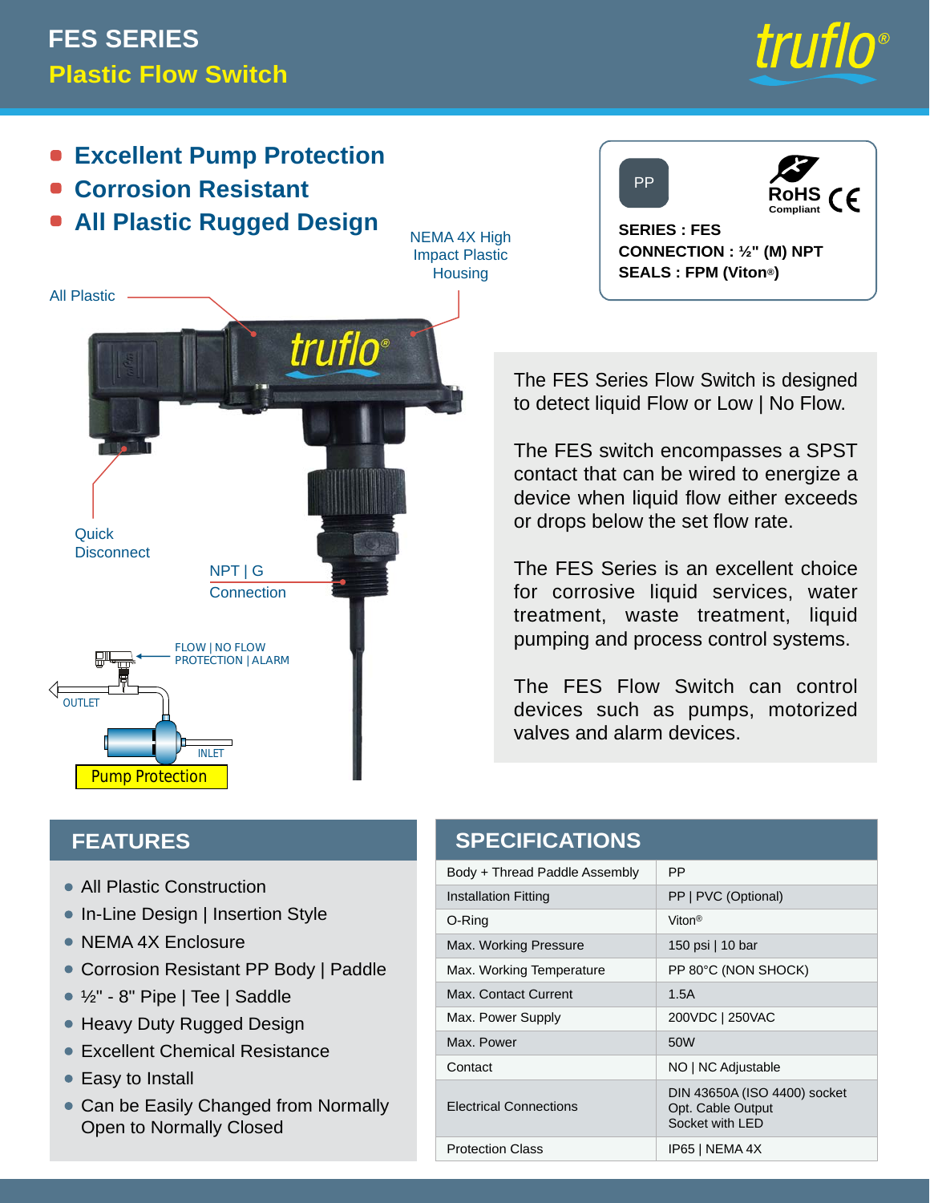# FES SERIES
## Plastic Flow Switch

- **Excellent Pump Protection**
- **Corrosion Resistant**
- **All Plastic Rugged Design**

PP

RoHS Compliant

**SERIES : FES**
**CONNECTION : ½" (M) NPT**
**SEALS : FPM (Viton®)**

All Plastic

NEMA 4X High Impact Plastic Housing

Quick Disconnect

NPT | G Connection

FLOW | NO FLOW PROTECTION | ALARM

OUTLET

INLET

Pump Protection

The FES Series Flow Switch is designed to detect liquid Flow or Low | No Flow.

The FES switch encompasses a SPST contact that can be wired to energize a device when liquid flow either exceeds or drops below the set flow rate.

The FES Series is an excellent choice for corrosive liquid services, water treatment, waste treatment, liquid pumping and process control systems.

The FES Flow Switch can control devices such as pumps, motorized valves and alarm devices.

## FEATURES

- All Plastic Construction
- In-Line Design | Insertion Style
- NEMA 4X Enclosure
- Corrosion Resistant PP Body | Paddle
- ½" - 8" Pipe | Tee | Saddle
- Heavy Duty Rugged Design
- Excellent Chemical Resistance
- Easy to Install
- Can be Easily Changed from Normally Open to Normally Closed

## SPECIFICATIONS

| | |
|---|---|
| Body + Thread Paddle Assembly | PP |
| Installation Fitting | PP \| PVC (Optional) |
| O-Ring | Viton® |
| Max. Working Pressure | 150 psi \| 10 bar |
| Max. Working Temperature | PP 80°C (NON SHOCK) |
| Max. Contact Current | 1.5A |
| Max. Power Supply | 200VDC \| 250VAC |
| Max. Power | 50W |
| Contact | NO \| NC Adjustable |
| Electrical Connections | DIN 43650A (ISO 4400) socket<br>Opt. Cable Output<br>Socket with LED |
| Protection Class | IP65 \| NEMA 4X |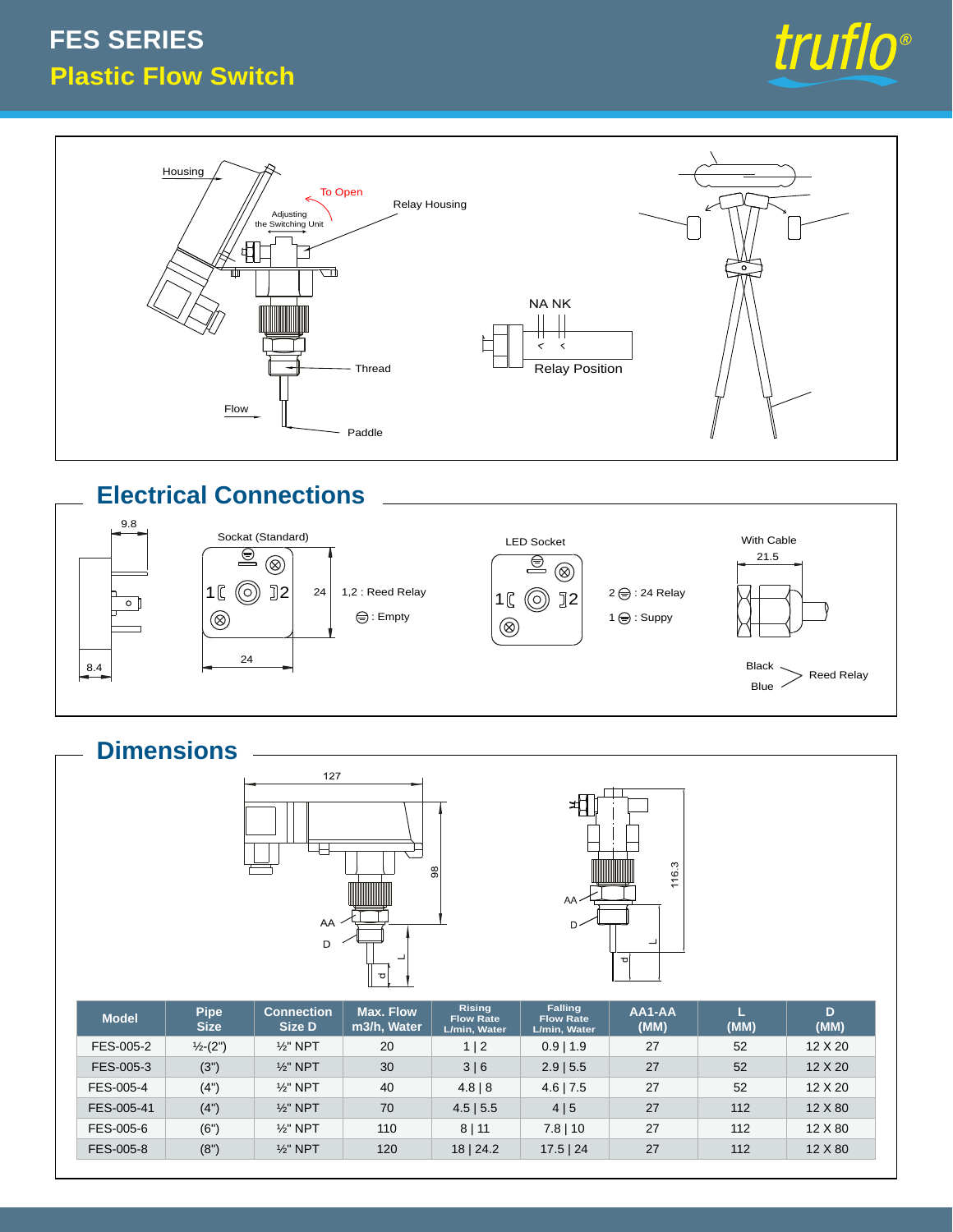# FES SERIES

## Plastic Flow Switch

truflo®

Housing

To Open

Adjusting the Switching Unit

Relay Housing

NA NK

Relay Position

Thread

Flow

Paddle

## Electrical Connections

9.8

8.4

Sockat (Standard)

24

24

1,2 : Reed Relay

⊜ : Empty

LED Socket

2 ⊜ : 24 Relay

1 ⊜ : Suppy

With Cable

21.5

Black

Blue

Reed Relay

## Dimensions

127

98

AA

D

L

d

116.3

| Model | Pipe Size | Connection Size D | Max. Flow m3/h, Water | Rising Flow Rate L/min, Water | Falling Flow Rate L/min, Water | AA1-AA (MM) | L (MM) | D (MM) |
|---|---|---|---|---|---|---|---|---|
| FES-005-2 | ½-(2") | ½" NPT | 20 | 1 \| 2 | 0.9 \| 1.9 | 27 | 52 | 12 X 20 |
| FES-005-3 | (3") | ½" NPT | 30 | 3 \| 6 | 2.9 \| 5.5 | 27 | 52 | 12 X 20 |
| FES-005-4 | (4") | ½" NPT | 40 | 4.8 \| 8 | 4.6 \| 7.5 | 27 | 52 | 12 X 20 |
| FES-005-41 | (4") | ½" NPT | 70 | 4.5 \| 5.5 | 4 \| 5 | 27 | 112 | 12 X 80 |
| FES-005-6 | (6") | ½" NPT | 110 | 8 \| 11 | 7.8 \| 10 | 27 | 112 | 12 X 80 |
| FES-005-8 | (8") | ½" NPT | 120 | 18 \| 24.2 | 17.5 \| 24 | 27 | 112 | 12 X 80 |